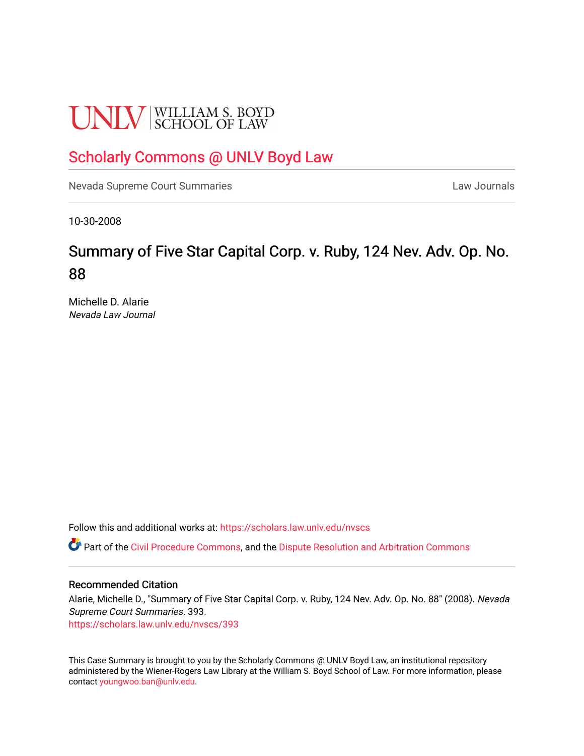UNLV | WILLIAM S. BOYD SCHOOL OF LAW

Scholarly Commons @ UNLV Boyd Law

Nevada Supreme Court Summaries

Law Journals

10-30-2008

# Summary of Five Star Capital Corp. v. Ruby, 124 Nev. Adv. Op. No. 88

Michelle D. Alarie
*Nevada Law Journal*

Follow this and additional works at: https://scholars.law.unlv.edu/nvscs

Part of the Civil Procedure Commons, and the Dispute Resolution and Arbitration Commons

## Recommended Citation

Alarie, Michelle D., "Summary of Five Star Capital Corp. v. Ruby, 124 Nev. Adv. Op. No. 88" (2008). *Nevada Supreme Court Summaries*. 393.
https://scholars.law.unlv.edu/nvscs/393

This Case Summary is brought to you by the Scholarly Commons @ UNLV Boyd Law, an institutional repository administered by the Wiener-Rogers Law Library at the William S. Boyd School of Law. For more information, please contact youngwoo.ban@unlv.edu.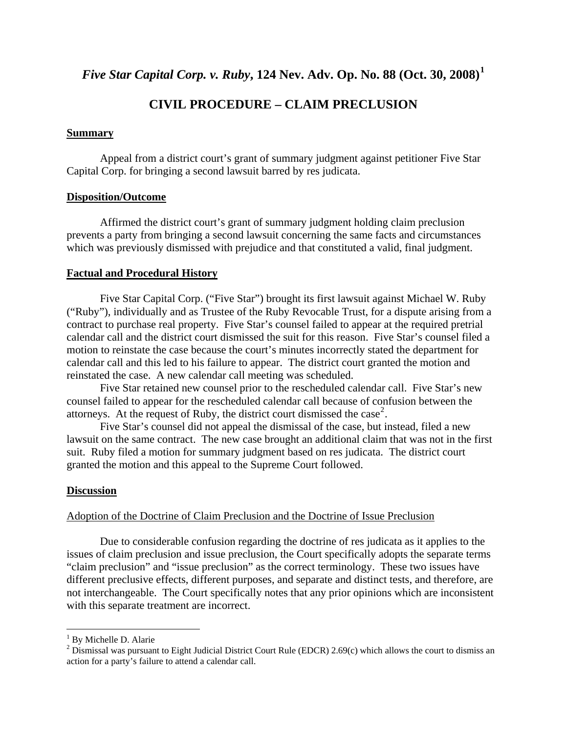# *Five Star Capital Corp. v. Ruby*, 124 Nev. Adv. Op. No. 88 (Oct. 30, 2008)[1]

## CIVIL PROCEDURE – CLAIM PRECLUSION

### Summary

Appeal from a district court's grant of summary judgment against petitioner Five Star Capital Corp. for bringing a second lawsuit barred by res judicata.

### Disposition/Outcome

Affirmed the district court's grant of summary judgment holding claim preclusion prevents a party from bringing a second lawsuit concerning the same facts and circumstances which was previously dismissed with prejudice and that constituted a valid, final judgment.

### Factual and Procedural History

Five Star Capital Corp. ("Five Star") brought its first lawsuit against Michael W. Ruby ("Ruby"), individually and as Trustee of the Ruby Revocable Trust, for a dispute arising from a contract to purchase real property. Five Star's counsel failed to appear at the required pretrial calendar call and the district court dismissed the suit for this reason. Five Star's counsel filed a motion to reinstate the case because the court's minutes incorrectly stated the department for calendar call and this led to his failure to appear. The district court granted the motion and reinstated the case. A new calendar call meeting was scheduled.

Five Star retained new counsel prior to the rescheduled calendar call. Five Star's new counsel failed to appear for the rescheduled calendar call because of confusion between the attorneys. At the request of Ruby, the district court dismissed the case[2].

Five Star's counsel did not appeal the dismissal of the case, but instead, filed a new lawsuit on the same contract. The new case brought an additional claim that was not in the first suit. Ruby filed a motion for summary judgment based on res judicata. The district court granted the motion and this appeal to the Supreme Court followed.

### Discussion

Adoption of the Doctrine of Claim Preclusion and the Doctrine of Issue Preclusion

Due to considerable confusion regarding the doctrine of res judicata as it applies to the issues of claim preclusion and issue preclusion, the Court specifically adopts the separate terms "claim preclusion" and "issue preclusion" as the correct terminology. These two issues have different preclusive effects, different purposes, and separate and distinct tests, and therefore, are not interchangeable. The Court specifically notes that any prior opinions which are inconsistent with this separate treatment are incorrect.

---

[1] By Michelle D. Alarie

[2] Dismissal was pursuant to Eight Judicial District Court Rule (EDCR) 2.69(c) which allows the court to dismiss an action for a party's failure to attend a calendar call.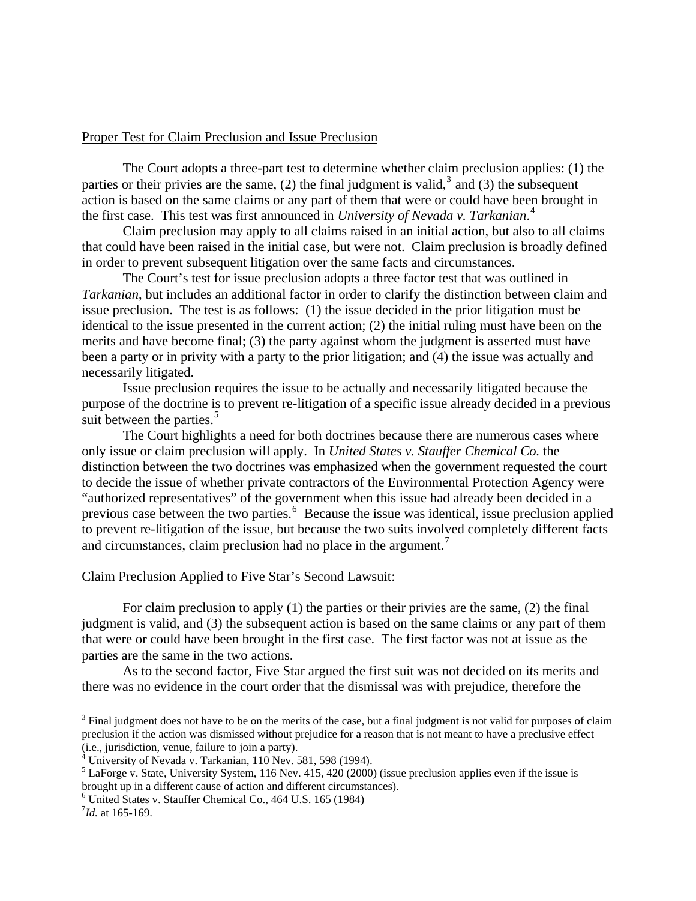Proper Test for Claim Preclusion and Issue Preclusion

The Court adopts a three-part test to determine whether claim preclusion applies: (1) the parties or their privies are the same, (2) the final judgment is valid,[3] and (3) the subsequent action is based on the same claims or any part of them that were or could have been brought in the first case. This test was first announced in *University of Nevada v. Tarkanian*.[4]

Claim preclusion may apply to all claims raised in an initial action, but also to all claims that could have been raised in the initial case, but were not. Claim preclusion is broadly defined in order to prevent subsequent litigation over the same facts and circumstances.

The Court's test for issue preclusion adopts a three factor test that was outlined in *Tarkanian*, but includes an additional factor in order to clarify the distinction between claim and issue preclusion. The test is as follows: (1) the issue decided in the prior litigation must be identical to the issue presented in the current action; (2) the initial ruling must have been on the merits and have become final; (3) the party against whom the judgment is asserted must have been a party or in privity with a party to the prior litigation; and (4) the issue was actually and necessarily litigated.

Issue preclusion requires the issue to be actually and necessarily litigated because the purpose of the doctrine is to prevent re-litigation of a specific issue already decided in a previous suit between the parties.[5]

The Court highlights a need for both doctrines because there are numerous cases where only issue or claim preclusion will apply. In *United States v. Stauffer Chemical Co.* the distinction between the two doctrines was emphasized when the government requested the court to decide the issue of whether private contractors of the Environmental Protection Agency were "authorized representatives" of the government when this issue had already been decided in a previous case between the two parties.[6] Because the issue was identical, issue preclusion applied to prevent re-litigation of the issue, but because the two suits involved completely different facts and circumstances, claim preclusion had no place in the argument.[7]

Claim Preclusion Applied to Five Star's Second Lawsuit:

For claim preclusion to apply (1) the parties or their privies are the same, (2) the final judgment is valid, and (3) the subsequent action is based on the same claims or any part of them that were or could have been brought in the first case. The first factor was not at issue as the parties are the same in the two actions.

As to the second factor, Five Star argued the first suit was not decided on its merits and there was no evidence in the court order that the dismissal was with prejudice, therefore the

---

[3] Final judgment does not have to be on the merits of the case, but a final judgment is not valid for purposes of claim preclusion if the action was dismissed without prejudice for a reason that is not meant to have a preclusive effect (i.e., jurisdiction, venue, failure to join a party).

[4] University of Nevada v. Tarkanian, 110 Nev. 581, 598 (1994).

[5] LaForge v. State, University System, 116 Nev. 415, 420 (2000) (issue preclusion applies even if the issue is brought up in a different cause of action and different circumstances).

[6] United States v. Stauffer Chemical Co., 464 U.S. 165 (1984)

[7] *Id.* at 165-169.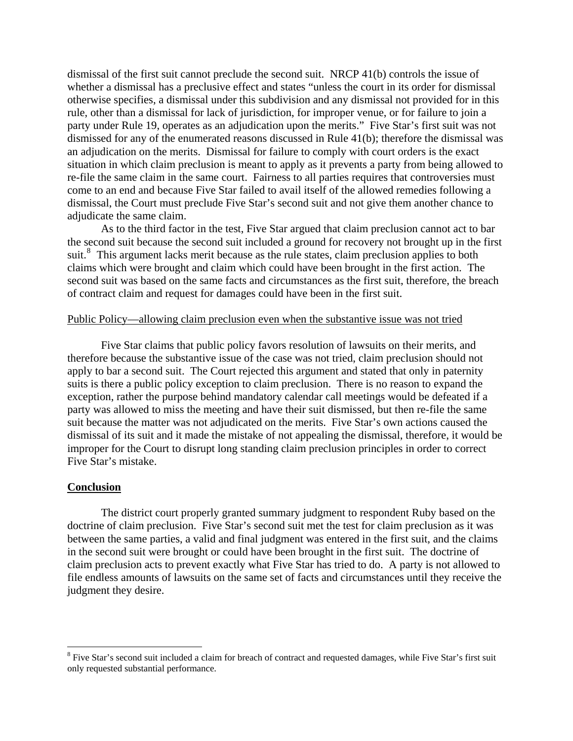dismissal of the first suit cannot preclude the second suit. NRCP 41(b) controls the issue of whether a dismissal has a preclusive effect and states "unless the court in its order for dismissal otherwise specifies, a dismissal under this subdivision and any dismissal not provided for in this rule, other than a dismissal for lack of jurisdiction, for improper venue, or for failure to join a party under Rule 19, operates as an adjudication upon the merits." Five Star's first suit was not dismissed for any of the enumerated reasons discussed in Rule 41(b); therefore the dismissal was an adjudication on the merits. Dismissal for failure to comply with court orders is the exact situation in which claim preclusion is meant to apply as it prevents a party from being allowed to re-file the same claim in the same court. Fairness to all parties requires that controversies must come to an end and because Five Star failed to avail itself of the allowed remedies following a dismissal, the Court must preclude Five Star's second suit and not give them another chance to adjudicate the same claim.

As to the third factor in the test, Five Star argued that claim preclusion cannot act to bar the second suit because the second suit included a ground for recovery not brought up in the first suit.[8] This argument lacks merit because as the rule states, claim preclusion applies to both claims which were brought and claim which could have been brought in the first action. The second suit was based on the same facts and circumstances as the first suit, therefore, the breach of contract claim and request for damages could have been in the first suit.

<u>Public Policy—allowing claim preclusion even when the substantive issue was not tried</u>

Five Star claims that public policy favors resolution of lawsuits on their merits, and therefore because the substantive issue of the case was not tried, claim preclusion should not apply to bar a second suit. The Court rejected this argument and stated that only in paternity suits is there a public policy exception to claim preclusion. There is no reason to expand the exception, rather the purpose behind mandatory calendar call meetings would be defeated if a party was allowed to miss the meeting and have their suit dismissed, but then re-file the same suit because the matter was not adjudicated on the merits. Five Star's own actions caused the dismissal of its suit and it made the mistake of not appealing the dismissal, therefore, it would be improper for the Court to disrupt long standing claim preclusion principles in order to correct Five Star's mistake.

## Conclusion

The district court properly granted summary judgment to respondent Ruby based on the doctrine of claim preclusion. Five Star's second suit met the test for claim preclusion as it was between the same parties, a valid and final judgment was entered in the first suit, and the claims in the second suit were brought or could have been brought in the first suit. The doctrine of claim preclusion acts to prevent exactly what Five Star has tried to do. A party is not allowed to file endless amounts of lawsuits on the same set of facts and circumstances until they receive the judgment they desire.

---

[8] Five Star's second suit included a claim for breach of contract and requested damages, while Five Star's first suit only requested substantial performance.